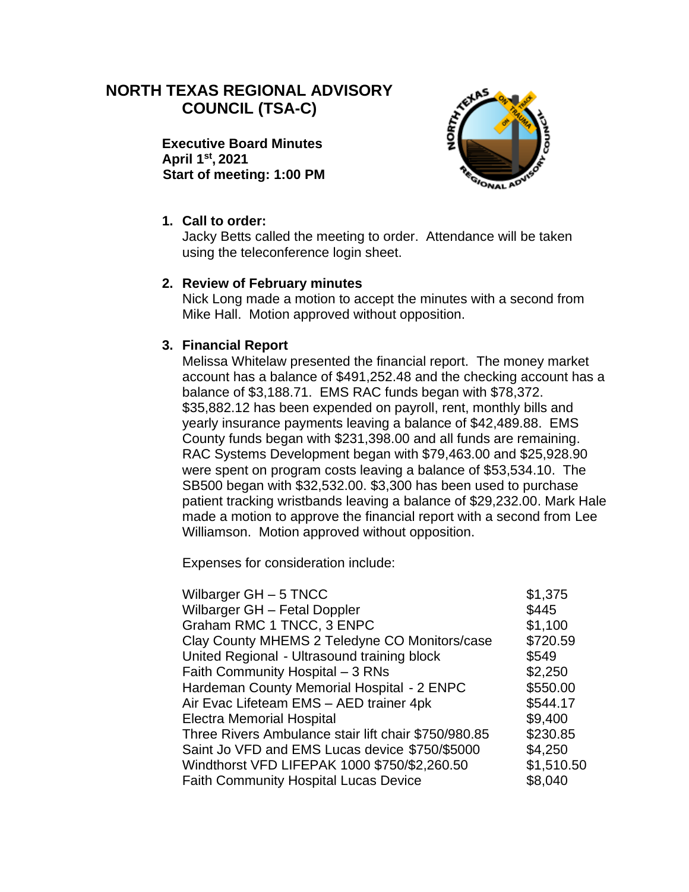# NORTH TEXAS REGIONAL ADVISORY COUNCIL (TSA-C)

**Executive Board Minutes**
**April 1st, 2021**
**Start of meeting: 1:00 PM**

1. **Call to order:**
   Jacky Betts called the meeting to order. Attendance will be taken using the teleconference login sheet.

2. **Review of February minutes**
   Nick Long made a motion to accept the minutes with a second from Mike Hall. Motion approved without opposition.

3. **Financial Report**
   Melissa Whitelaw presented the financial report. The money market account has a balance of $491,252.48 and the checking account has a balance of $3,188.71. EMS RAC funds began with $78,372. $35,882.12 has been expended on payroll, rent, monthly bills and yearly insurance payments leaving a balance of $42,489.88. EMS County funds began with $231,398.00 and all funds are remaining. RAC Systems Development began with $79,463.00 and $25,928.90 were spent on program costs leaving a balance of $53,534.10. The SB500 began with $32,532.00. $3,300 has been used to purchase patient tracking wristbands leaving a balance of $29,232.00. Mark Hale made a motion to approve the financial report with a second from Lee Williamson. Motion approved without opposition.

   Expenses for consideration include:

| | |
|---|---|
| Wilbarger GH – 5 TNCC | $1,375 |
| Wilbarger GH – Fetal Doppler | $445 |
| Graham RMC 1 TNCC, 3 ENPC | $1,100 |
| Clay County MHEMS 2 Teledyne CO Monitors/case | $720.59 |
| United Regional - Ultrasound training block | $549 |
| Faith Community Hospital – 3 RNs | $2,250 |
| Hardeman County Memorial Hospital - 2 ENPC | $550.00 |
| Air Evac Lifeteam EMS – AED trainer 4pk | $544.17 |
| Electra Memorial Hospital | $9,400 |
| Three Rivers Ambulance stair lift chair $750/980.85 | $230.85 |
| Saint Jo VFD and EMS Lucas device $750/$5000 | $4,250 |
| Windthorst VFD LIFEPAK 1000 $750/$2,260.50 | $1,510.50 |
| Faith Community Hospital Lucas Device | $8,040 |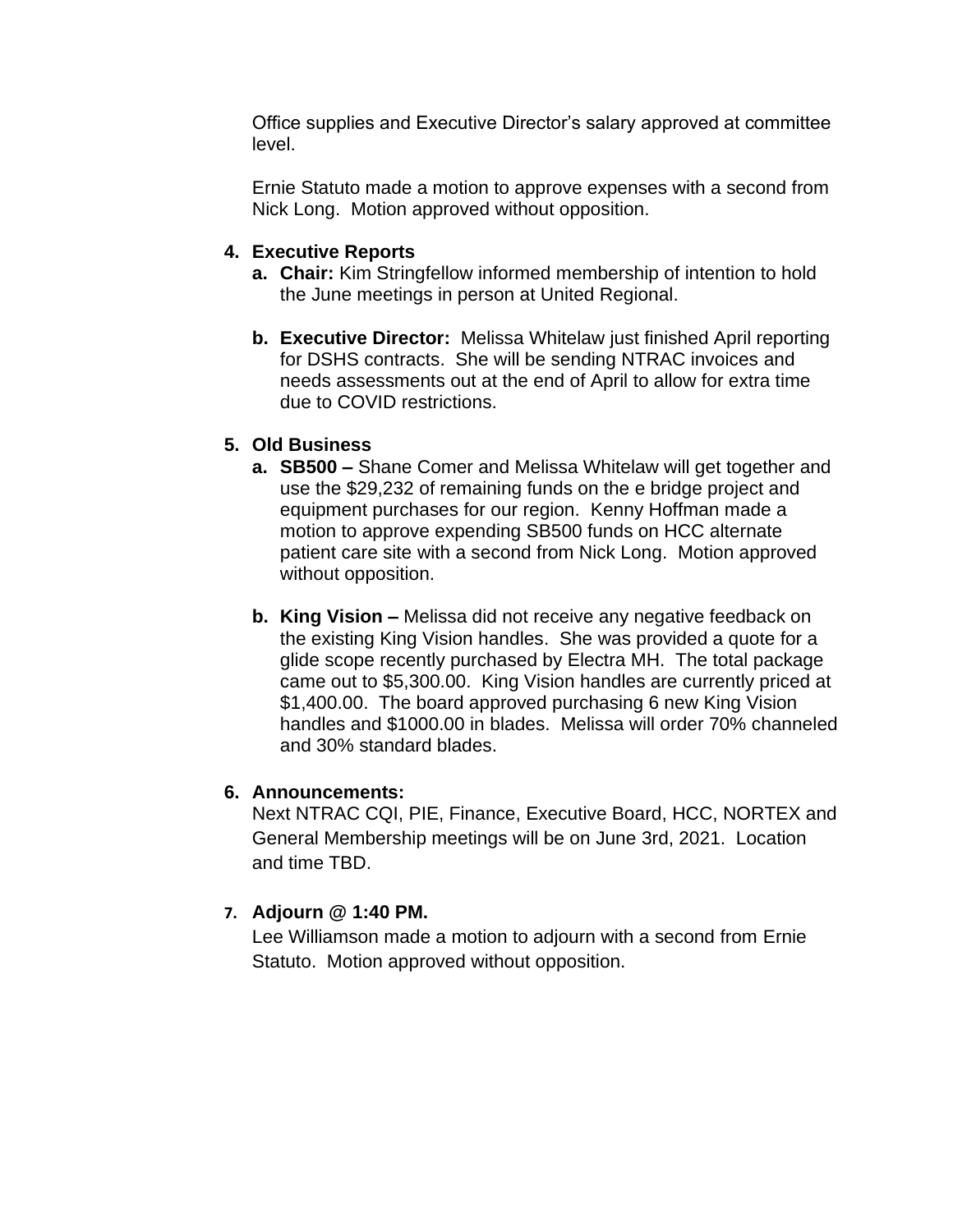Office supplies and Executive Director's salary approved at committee level.

Ernie Statuto made a motion to approve expenses with a second from Nick Long. Motion approved without opposition.

4. **Executive Reports**
    a. **Chair:** Kim Stringfellow informed membership of intention to hold the June meetings in person at United Regional.

    b. **Executive Director:** Melissa Whitelaw just finished April reporting for DSHS contracts. She will be sending NTRAC invoices and needs assessments out at the end of April to allow for extra time due to COVID restrictions.

5. **Old Business**
    a. **SB500 –** Shane Comer and Melissa Whitelaw will get together and use the $29,232 of remaining funds on the e bridge project and equipment purchases for our region. Kenny Hoffman made a motion to approve expending SB500 funds on HCC alternate patient care site with a second from Nick Long. Motion approved without opposition.

    b. **King Vision –** Melissa did not receive any negative feedback on the existing King Vision handles. She was provided a quote for a glide scope recently purchased by Electra MH. The total package came out to $5,300.00. King Vision handles are currently priced at $1,400.00. The board approved purchasing 6 new King Vision handles and $1000.00 in blades. Melissa will order 70% channeled and 30% standard blades.

6. **Announcements:**
    Next NTRAC CQI, PIE, Finance, Executive Board, HCC, NORTEX and General Membership meetings will be on June 3rd, 2021. Location and time TBD.

7. **Adjourn @ 1:40 PM.**
    Lee Williamson made a motion to adjourn with a second from Ernie Statuto. Motion approved without opposition.